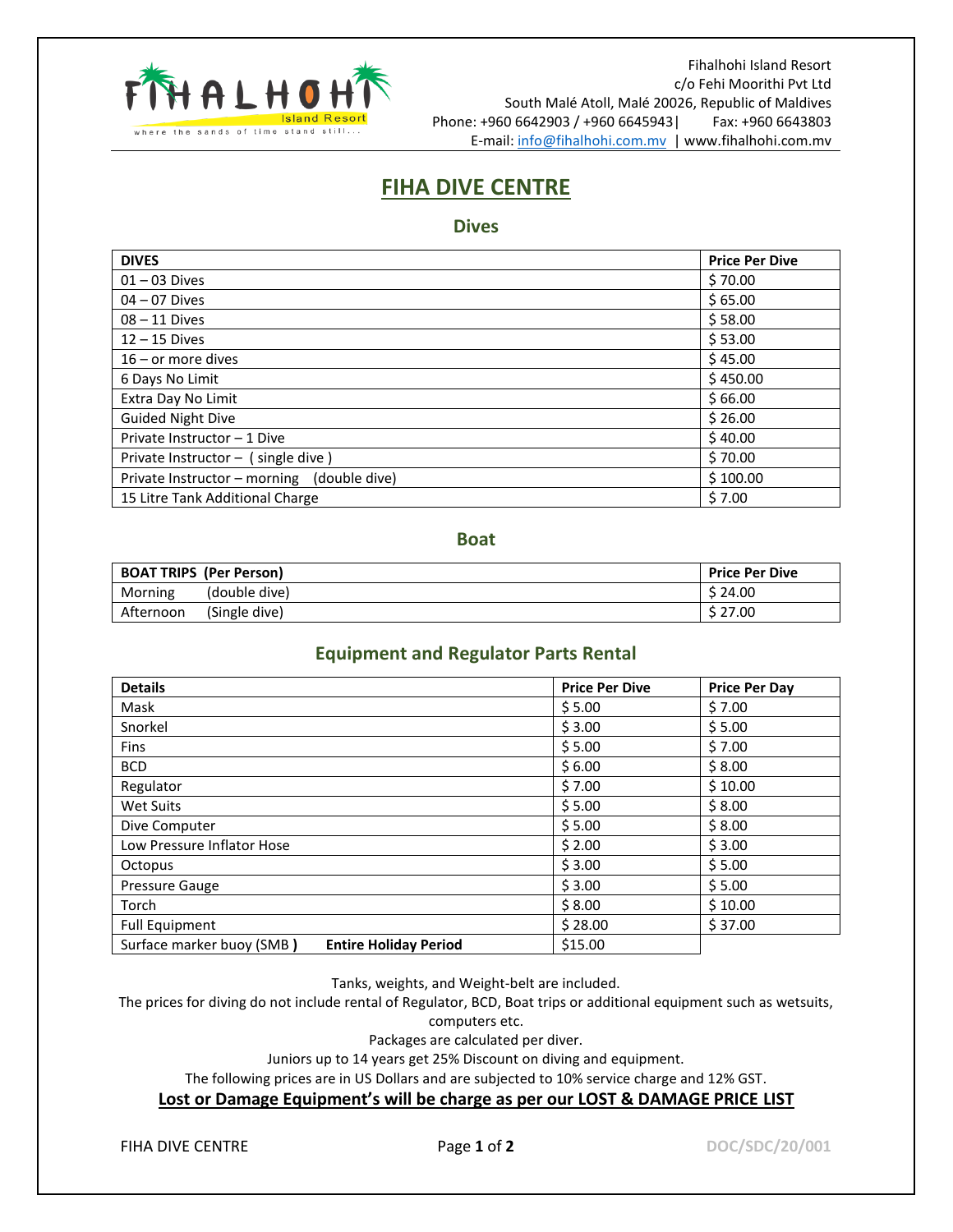Fihalhohi Island Resort
c/o Fehi Moorithi Pvt Ltd
South Malé Atoll, Malé 20026, Republic of Maldives
Phone: +960 6642903 / +960 6645943| Fax: +960 6643803
E-mail: info@fihalhohi.com.mv | www.fihalhohi.com.mv

# FIHA DIVE CENTRE

## Dives

| DIVES | Price Per Dive |
|---|---|
| 01 – 03 Dives | $ 70.00 |
| 04 – 07 Dives | $ 65.00 |
| 08 – 11 Dives | $ 58.00 |
| 12 – 15 Dives | $ 53.00 |
| 16 – or more dives | $ 45.00 |
| 6 Days No Limit | $ 450.00 |
| Extra Day No Limit | $ 66.00 |
| Guided Night Dive | $ 26.00 |
| Private Instructor – 1 Dive | $ 40.00 |
| Private Instructor – ( single dive ) | $ 70.00 |
| Private Instructor – morning (double dive) | $ 100.00 |
| 15 Litre Tank Additional Charge | $ 7.00 |

## Boat

| BOAT TRIPS (Per Person) | Price Per Dive |
|---|---|
| Morning (double dive) | $ 24.00 |
| Afternoon (Single dive) | $ 27.00 |

## Equipment and Regulator Parts Rental

| Details | Price Per Dive | Price Per Day |
|---|---|---|
| Mask | $ 5.00 | $ 7.00 |
| Snorkel | $ 3.00 | $ 5.00 |
| Fins | $ 5.00 | $ 7.00 |
| BCD | $ 6.00 | $ 8.00 |
| Regulator | $ 7.00 | $ 10.00 |
| Wet Suits | $ 5.00 | $ 8.00 |
| Dive Computer | $ 5.00 | $ 8.00 |
| Low Pressure Inflator Hose | $ 2.00 | $ 3.00 |
| Octopus | $ 3.00 | $ 5.00 |
| Pressure Gauge | $ 3.00 | $ 5.00 |
| Torch | $ 8.00 | $ 10.00 |
| Full Equipment | $ 28.00 | $ 37.00 |
| Surface marker buoy (SMB) **Entire Holiday Period** | $15.00 | |

Tanks, weights, and Weight-belt are included.
The prices for diving do not include rental of Regulator, BCD, Boat trips or additional equipment such as wetsuits, computers etc.
Packages are calculated per diver.
Juniors up to 14 years get 25% Discount on diving and equipment.
The following prices are in US Dollars and are subjected to 10% service charge and 12% GST.

**Lost or Damage Equipment's will be charge as per our LOST & DAMAGE PRICE LIST**

DOC/SDC/20/001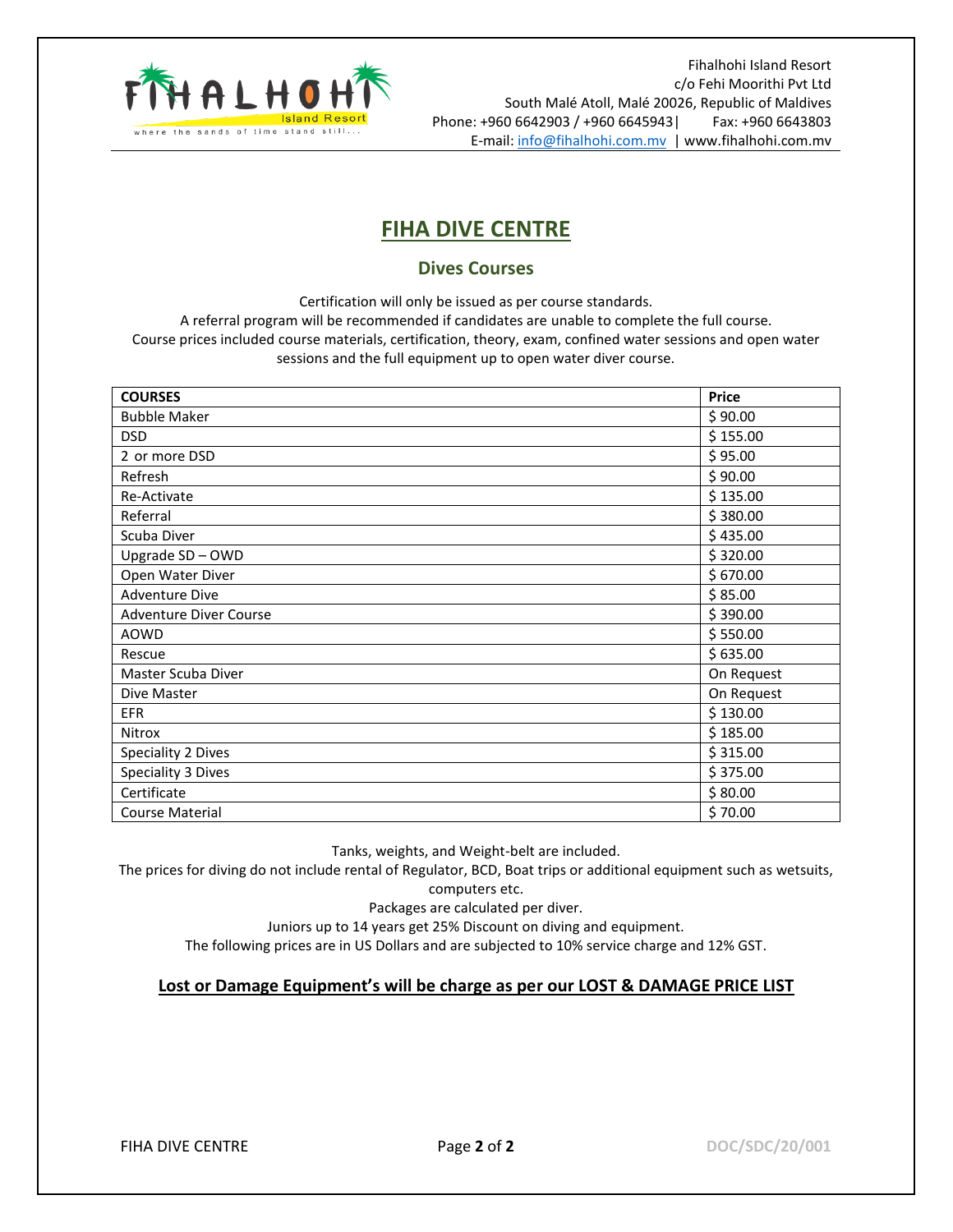Fihalhohi Island Resort
c/o Fehi Moorithi Pvt Ltd
South Malé Atoll, Malé 20026, Republic of Maldives
Phone: +960 6642903 / +960 6645943 | Fax: +960 6643803
E-mail: info@fihalhohi.com.mv | www.fihalhohi.com.mv

# FIHA DIVE CENTRE

## Dives Courses

Certification will only be issued as per course standards.
A referral program will be recommended if candidates are unable to complete the full course.
Course prices included course materials, certification, theory, exam, confined water sessions and open water sessions and the full equipment up to open water diver course.

| COURSES | Price |
|---|---|
| Bubble Maker | $ 90.00 |
| DSD | $ 155.00 |
| 2 or more DSD | $ 95.00 |
| Refresh | $ 90.00 |
| Re-Activate | $ 135.00 |
| Referral | $ 380.00 |
| Scuba Diver | $ 435.00 |
| Upgrade SD – OWD | $ 320.00 |
| Open Water Diver | $ 670.00 |
| Adventure Dive | $ 85.00 |
| Adventure Diver Course | $ 390.00 |
| AOWD | $ 550.00 |
| Rescue | $ 635.00 |
| Master Scuba Diver | On Request |
| Dive Master | On Request |
| EFR | $ 130.00 |
| Nitrox | $ 185.00 |
| Speciality 2 Dives | $ 315.00 |
| Speciality 3 Dives | $ 375.00 |
| Certificate | $ 80.00 |
| Course Material | $ 70.00 |

Tanks, weights, and Weight-belt are included.
The prices for diving do not include rental of Regulator, BCD, Boat trips or additional equipment such as wetsuits, computers etc.
Packages are calculated per diver.
Juniors up to 14 years get 25% Discount on diving and equipment.
The following prices are in US Dollars and are subjected to 10% service charge and 12% GST.

**Lost or Damage Equipment's will be charge as per our LOST & DAMAGE PRICE LIST**

FIHA DIVE CENTRE DOC/SDC/20/001